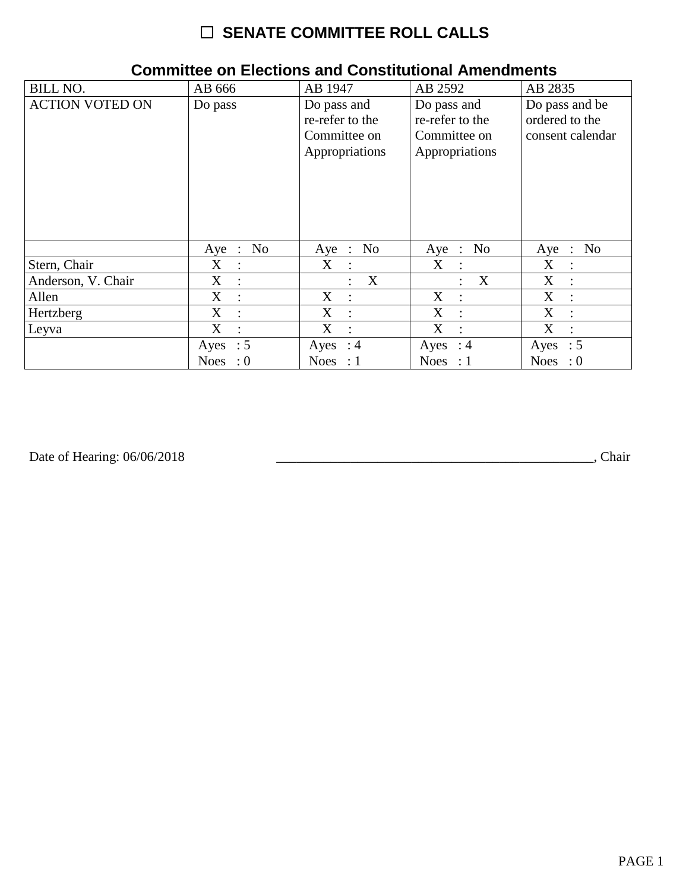# ☐ SENATE COMMITTEE ROLL CALLS

## Committee on Elections and Constitutional Amendments

| BILL NO. | AB 666 | AB 1947 | AB 2592 | AB 2835 |
|---|---|---|---|---|
| ACTION VOTED ON | Do pass | Do pass and re-refer to the Committee on Appropriations | Do pass and re-refer to the Committee on Appropriations | Do pass and be ordered to the consent calendar |
| | Aye : No | Aye : No | Aye : No | Aye : No |
| Stern, Chair | X : | X : | X : | X : |
| Anderson, V. Chair | X : | : X | : X | X : |
| Allen | X : | X : | X : | X : |
| Hertzberg | X : | X : | X : | X : |
| Leyva | X : | X : | X : | X : |
| | Ayes : 5 Noes : 0 | Ayes : 4 Noes : 1 | Ayes : 4 Noes : 1 | Ayes : 5 Noes : 0 |

Date of Hearing: 06/06/2018 ________________________________________________, Chair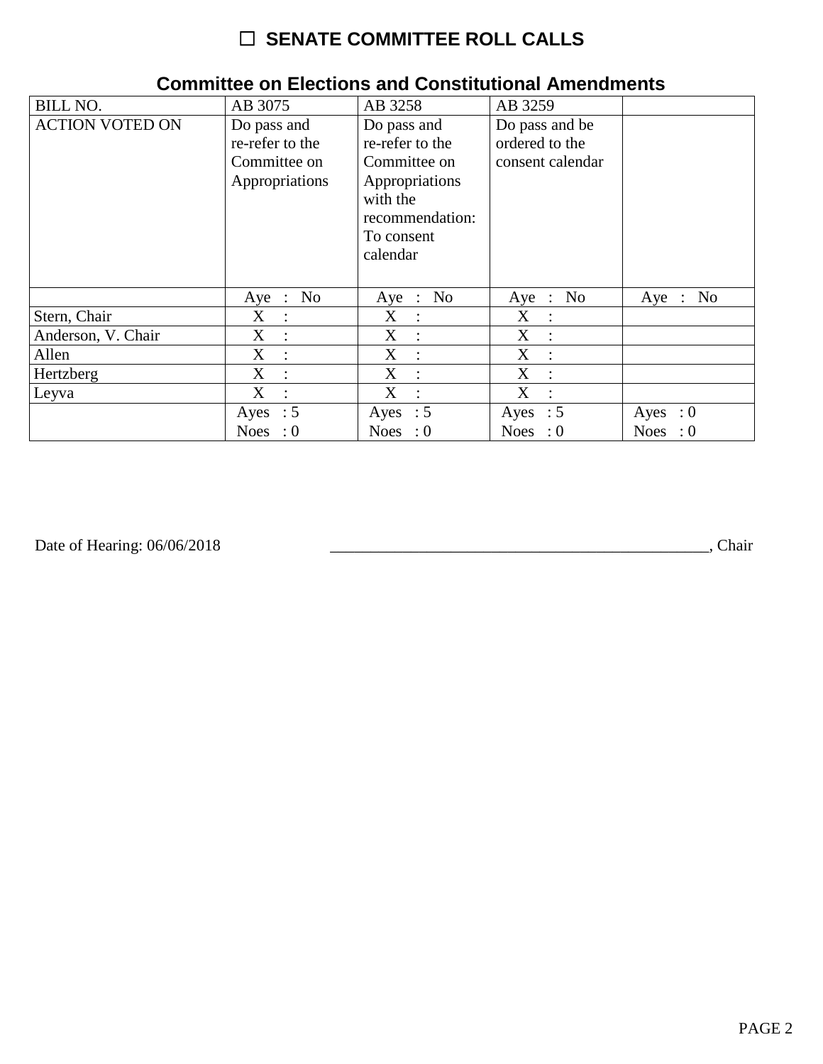# ☐ SENATE COMMITTEE ROLL CALLS

## Committee on Elections and Constitutional Amendments

| BILL NO. | AB 3075 | AB 3258 | AB 3259 | |
|---|---|---|---|---|
| ACTION VOTED ON | Do pass and re-refer to the Committee on Appropriations | Do pass and re-refer to the Committee on Appropriations with the recommendation: To consent calendar | Do pass and be ordered to the consent calendar | |
| | Aye : No | Aye : No | Aye : No | Aye : No |
| Stern, Chair | X : | X : | X : | |
| Anderson, V. Chair | X : | X : | X : | |
| Allen | X : | X : | X : | |
| Hertzberg | X : | X : | X : | |
| Leyva | X : | X : | X : | |
| | Ayes : 5<br>Noes : 0 | Ayes : 5<br>Noes : 0 | Ayes : 5<br>Noes : 0 | Ayes : 0<br>Noes : 0 |

Date of Hearing: 06/06/2018

_______________________________________________, Chair